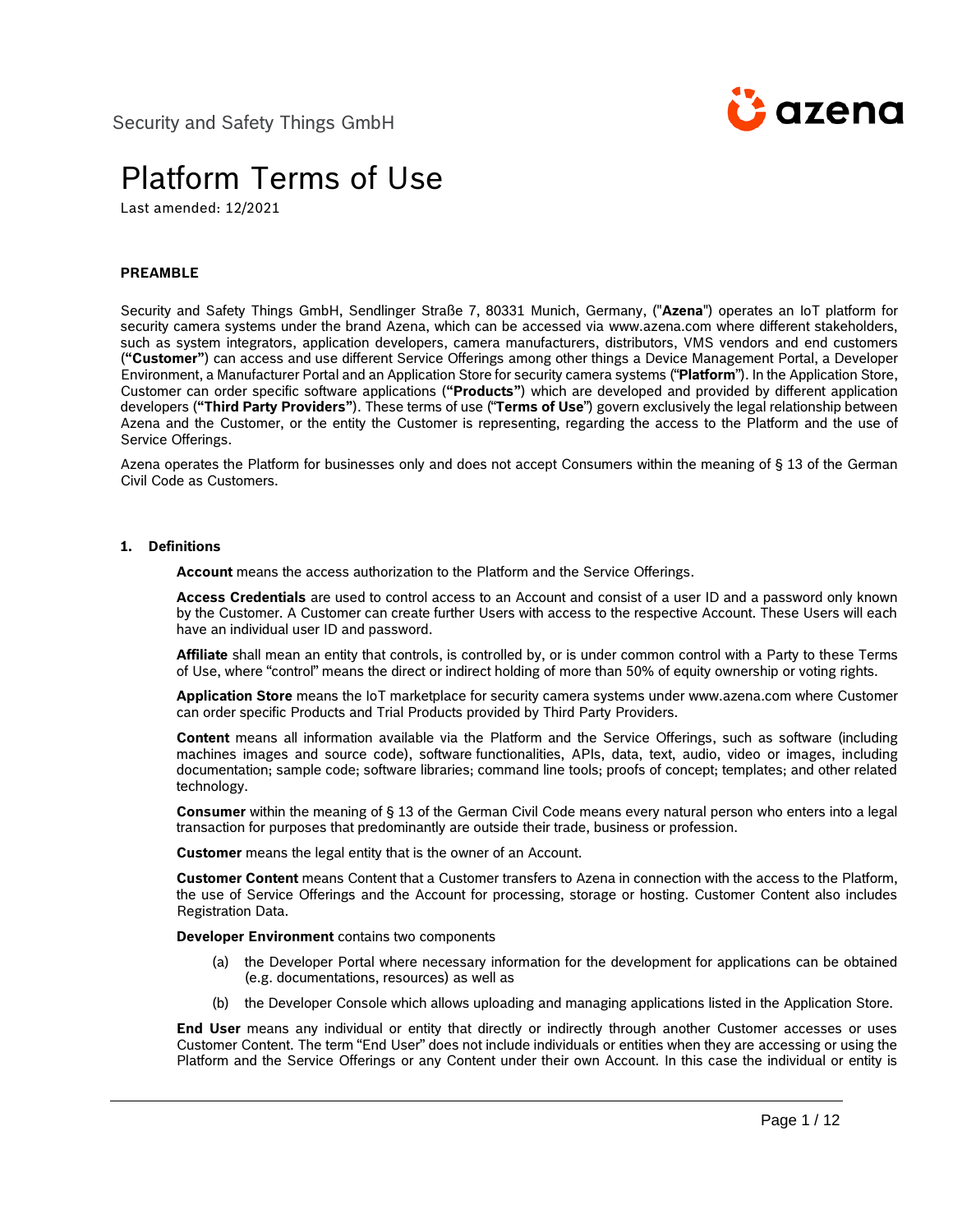Security and Safety Things GmbH

# Platform Terms of Use

Last amended: 12/2021

## PREAMBLE

Security and Safety Things GmbH, Sendlinger Straße 7, 80331 Munich, Germany, ("**Azena**") operates an IoT platform for security camera systems under the brand Azena, which can be accessed via www.azena.com where different stakeholders, such as system integrators, application developers, camera manufacturers, distributors, VMS vendors and end customers (**"Customer"**) can access and use different Service Offerings among other things a Device Management Portal, a Developer Environment, a Manufacturer Portal and an Application Store for security camera systems ("**Platform**"). In the Application Store, Customer can order specific software applications (**"Products"**) which are developed and provided by different application developers (**"Third Party Providers"**). These terms of use ("**Terms of Use**") govern exclusively the legal relationship between Azena and the Customer, or the entity the Customer is representing, regarding the access to the Platform and the use of Service Offerings.

Azena operates the Platform for businesses only and does not accept Consumers within the meaning of § 13 of the German Civil Code as Customers.

## 1. Definitions

**Account** means the access authorization to the Platform and the Service Offerings.

**Access Credentials** are used to control access to an Account and consist of a user ID and a password only known by the Customer. A Customer can create further Users with access to the respective Account. These Users will each have an individual user ID and password.

**Affiliate** shall mean an entity that controls, is controlled by, or is under common control with a Party to these Terms of Use, where "control" means the direct or indirect holding of more than 50% of equity ownership or voting rights.

**Application Store** means the IoT marketplace for security camera systems under www.azena.com where Customer can order specific Products and Trial Products provided by Third Party Providers.

**Content** means all information available via the Platform and the Service Offerings, such as software (including machines images and source code), software functionalities, APIs, data, text, audio, video or images, including documentation; sample code; software libraries; command line tools; proofs of concept; templates; and other related technology.

**Consumer** within the meaning of § 13 of the German Civil Code means every natural person who enters into a legal transaction for purposes that predominantly are outside their trade, business or profession.

**Customer** means the legal entity that is the owner of an Account.

**Customer Content** means Content that a Customer transfers to Azena in connection with the access to the Platform, the use of Service Offerings and the Account for processing, storage or hosting. Customer Content also includes Registration Data.

**Developer Environment** contains two components

(a) the Developer Portal where necessary information for the development for applications can be obtained (e.g. documentations, resources) as well as

(b) the Developer Console which allows uploading and managing applications listed in the Application Store.

**End User** means any individual or entity that directly or indirectly through another Customer accesses or uses Customer Content. The term "End User" does not include individuals or entities when they are accessing or using the Platform and the Service Offerings or any Content under their own Account. In this case the individual or entity is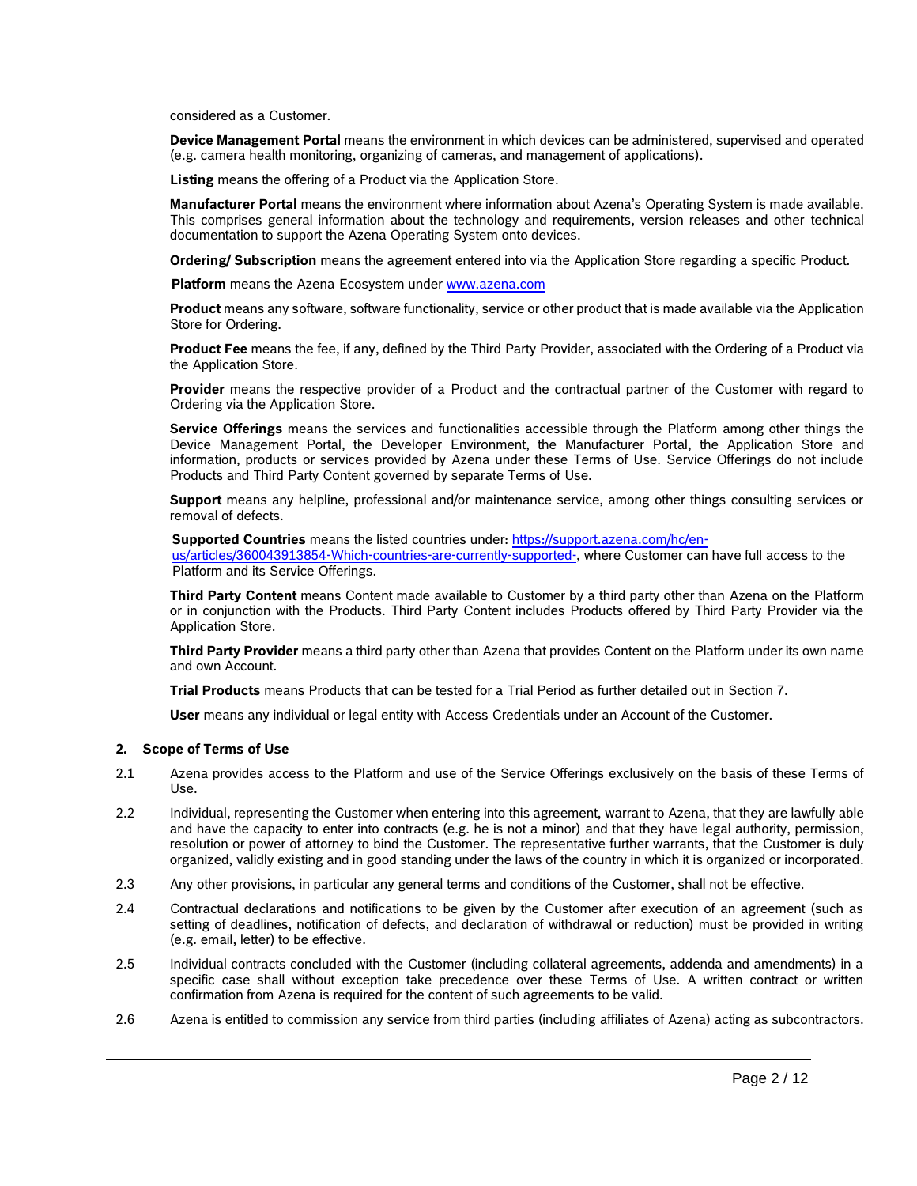considered as a Customer.

**Device Management Portal** means the environment in which devices can be administered, supervised and operated (e.g. camera health monitoring, organizing of cameras, and management of applications).

**Listing** means the offering of a Product via the Application Store.

**Manufacturer Portal** means the environment where information about Azena's Operating System is made available. This comprises general information about the technology and requirements, version releases and other technical documentation to support the Azena Operating System onto devices.

**Ordering/ Subscription** means the agreement entered into via the Application Store regarding a specific Product.

**Platform** means the Azena Ecosystem under www.azena.com

**Product** means any software, software functionality, service or other product that is made available via the Application Store for Ordering.

**Product Fee** means the fee, if any, defined by the Third Party Provider, associated with the Ordering of a Product via the Application Store.

**Provider** means the respective provider of a Product and the contractual partner of the Customer with regard to Ordering via the Application Store.

**Service Offerings** means the services and functionalities accessible through the Platform among other things the Device Management Portal, the Developer Environment, the Manufacturer Portal, the Application Store and information, products or services provided by Azena under these Terms of Use. Service Offerings do not include Products and Third Party Content governed by separate Terms of Use.

**Support** means any helpline, professional and/or maintenance service, among other things consulting services or removal of defects.

**Supported Countries** means the listed countries under: https://support.azena.com/hc/en-us/articles/360043913854-Which-countries-are-currently-supported-, where Customer can have full access to the Platform and its Service Offerings.

**Third Party Content** means Content made available to Customer by a third party other than Azena on the Platform or in conjunction with the Products. Third Party Content includes Products offered by Third Party Provider via the Application Store.

**Third Party Provider** means a third party other than Azena that provides Content on the Platform under its own name and own Account.

**Trial Products** means Products that can be tested for a Trial Period as further detailed out in Section 7.

**User** means any individual or legal entity with Access Credentials under an Account of the Customer.

## 2. Scope of Terms of Use

2.1 Azena provides access to the Platform and use of the Service Offerings exclusively on the basis of these Terms of Use.

2.2 Individual, representing the Customer when entering into this agreement, warrant to Azena, that they are lawfully able and have the capacity to enter into contracts (e.g. he is not a minor) and that they have legal authority, permission, resolution or power of attorney to bind the Customer. The representative further warrants, that the Customer is duly organized, validly existing and in good standing under the laws of the country in which it is organized or incorporated.

2.3 Any other provisions, in particular any general terms and conditions of the Customer, shall not be effective.

2.4 Contractual declarations and notifications to be given by the Customer after execution of an agreement (such as setting of deadlines, notification of defects, and declaration of withdrawal or reduction) must be provided in writing (e.g. email, letter) to be effective.

2.5 Individual contracts concluded with the Customer (including collateral agreements, addenda and amendments) in a specific case shall without exception take precedence over these Terms of Use. A written contract or written confirmation from Azena is required for the content of such agreements to be valid.

2.6 Azena is entitled to commission any service from third parties (including affiliates of Azena) acting as subcontractors.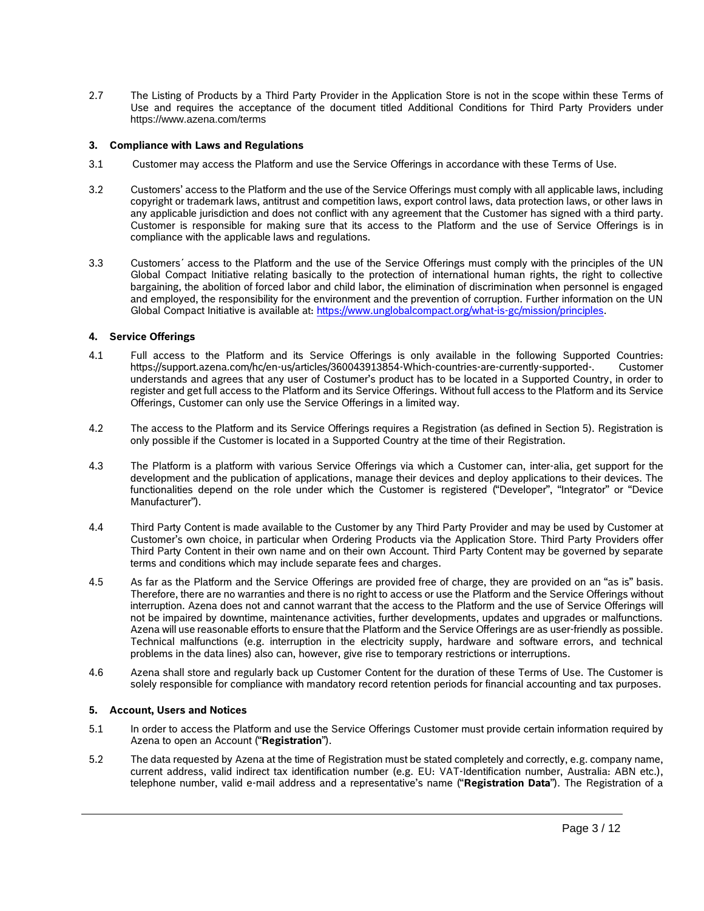2.7 The Listing of Products by a Third Party Provider in the Application Store is not in the scope within these Terms of Use and requires the acceptance of the document titled Additional Conditions for Third Party Providers under https://www.azena.com/terms

### 3. Compliance with Laws and Regulations

3.1 Customer may access the Platform and use the Service Offerings in accordance with these Terms of Use.

3.2 Customers' access to the Platform and the use of the Service Offerings must comply with all applicable laws, including copyright or trademark laws, antitrust and competition laws, export control laws, data protection laws, or other laws in any applicable jurisdiction and does not conflict with any agreement that the Customer has signed with a third party. Customer is responsible for making sure that its access to the Platform and the use of Service Offerings is in compliance with the applicable laws and regulations.

3.3 Customers´ access to the Platform and the use of the Service Offerings must comply with the principles of the UN Global Compact Initiative relating basically to the protection of international human rights, the right to collective bargaining, the abolition of forced labor and child labor, the elimination of discrimination when personnel is engaged and employed, the responsibility for the environment and the prevention of corruption. Further information on the UN Global Compact Initiative is available at: https://www.unglobalcompact.org/what-is-gc/mission/principles.

### 4. Service Offerings

4.1 Full access to the Platform and its Service Offerings is only available in the following Supported Countries: https://support.azena.com/hc/en-us/articles/360043913854-Which-countries-are-currently-supported-. Customer understands and agrees that any user of Costumer's product has to be located in a Supported Country, in order to register and get full access to the Platform and its Service Offerings. Without full access to the Platform and its Service Offerings, Customer can only use the Service Offerings in a limited way.

4.2 The access to the Platform and its Service Offerings requires a Registration (as defined in Section 5). Registration is only possible if the Customer is located in a Supported Country at the time of their Registration.

4.3 The Platform is a platform with various Service Offerings via which a Customer can, inter-alia, get support for the development and the publication of applications, manage their devices and deploy applications to their devices. The functionalities depend on the role under which the Customer is registered ("Developer", "Integrator" or "Device Manufacturer").

4.4 Third Party Content is made available to the Customer by any Third Party Provider and may be used by Customer at Customer's own choice, in particular when Ordering Products via the Application Store. Third Party Providers offer Third Party Content in their own name and on their own Account. Third Party Content may be governed by separate terms and conditions which may include separate fees and charges.

4.5 As far as the Platform and the Service Offerings are provided free of charge, they are provided on an "as is" basis. Therefore, there are no warranties and there is no right to access or use the Platform and the Service Offerings without interruption. Azena does not and cannot warrant that the access to the Platform and the use of Service Offerings will not be impaired by downtime, maintenance activities, further developments, updates and upgrades or malfunctions. Azena will use reasonable efforts to ensure that the Platform and the Service Offerings are as user-friendly as possible. Technical malfunctions (e.g. interruption in the electricity supply, hardware and software errors, and technical problems in the data lines) also can, however, give rise to temporary restrictions or interruptions.

4.6 Azena shall store and regularly back up Customer Content for the duration of these Terms of Use. The Customer is solely responsible for compliance with mandatory record retention periods for financial accounting and tax purposes.

### 5. Account, Users and Notices

5.1 In order to access the Platform and use the Service Offerings Customer must provide certain information required by Azena to open an Account ("**Registration**").

5.2 The data requested by Azena at the time of Registration must be stated completely and correctly, e.g. company name, current address, valid indirect tax identification number (e.g. EU: VAT-Identification number, Australia: ABN etc.), telephone number, valid e-mail address and a representative's name ("**Registration Data**"). The Registration of a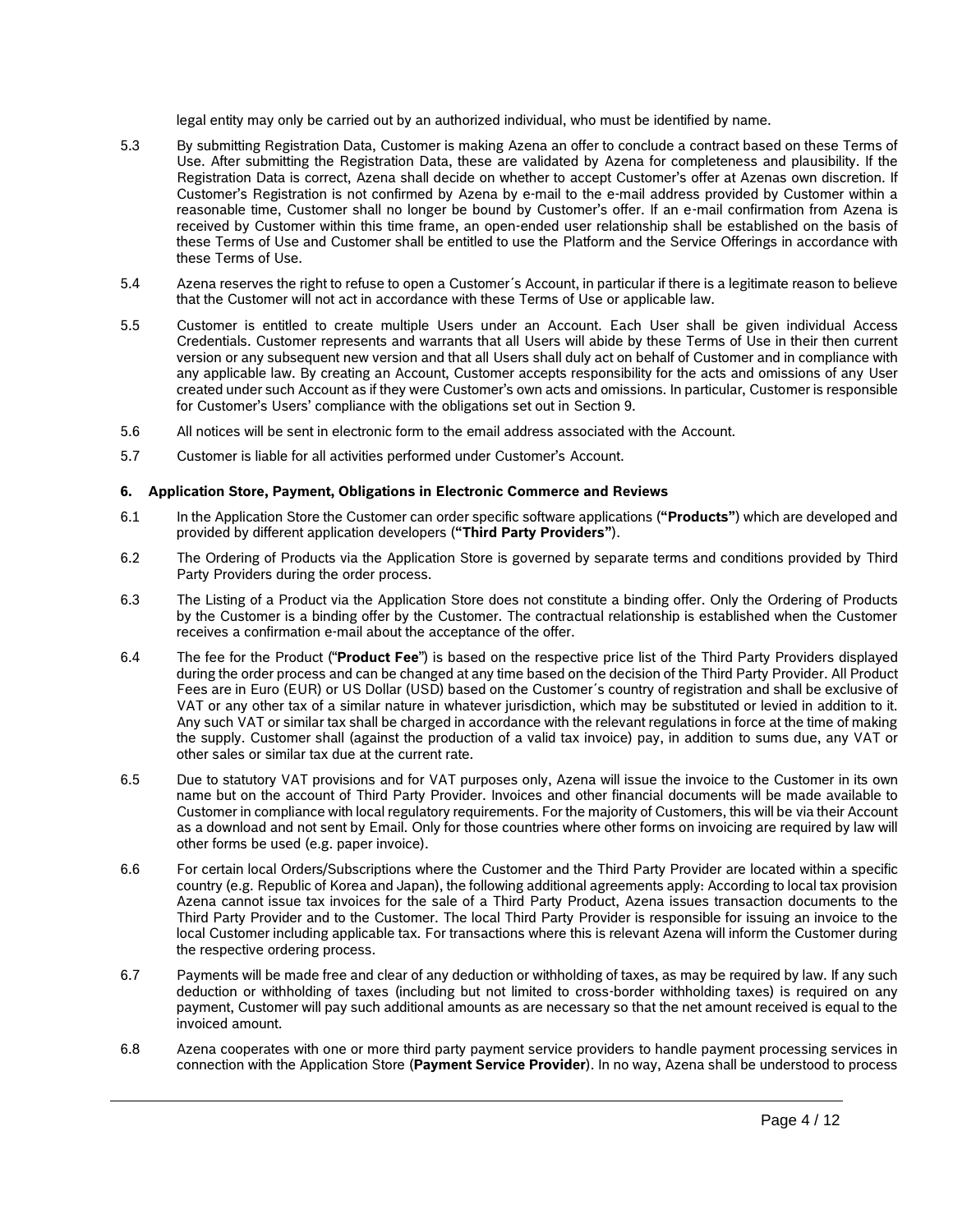legal entity may only be carried out by an authorized individual, who must be identified by name.

5.3 By submitting Registration Data, Customer is making Azena an offer to conclude a contract based on these Terms of Use. After submitting the Registration Data, these are validated by Azena for completeness and plausibility. If the Registration Data is correct, Azena shall decide on whether to accept Customer's offer at Azenas own discretion. If Customer's Registration is not confirmed by Azena by e-mail to the e-mail address provided by Customer within a reasonable time, Customer shall no longer be bound by Customer's offer. If an e-mail confirmation from Azena is received by Customer within this time frame, an open-ended user relationship shall be established on the basis of these Terms of Use and Customer shall be entitled to use the Platform and the Service Offerings in accordance with these Terms of Use.

5.4 Azena reserves the right to refuse to open a Customer´s Account, in particular if there is a legitimate reason to believe that the Customer will not act in accordance with these Terms of Use or applicable law.

5.5 Customer is entitled to create multiple Users under an Account. Each User shall be given individual Access Credentials. Customer represents and warrants that all Users will abide by these Terms of Use in their then current version or any subsequent new version and that all Users shall duly act on behalf of Customer and in compliance with any applicable law. By creating an Account, Customer accepts responsibility for the acts and omissions of any User created under such Account as if they were Customer's own acts and omissions. In particular, Customer is responsible for Customer's Users' compliance with the obligations set out in Section 9.

5.6 All notices will be sent in electronic form to the email address associated with the Account.

5.7 Customer is liable for all activities performed under Customer's Account.

### 6. Application Store, Payment, Obligations in Electronic Commerce and Reviews

6.1 In the Application Store the Customer can order specific software applications (**"Products"**) which are developed and provided by different application developers (**"Third Party Providers"**).

6.2 The Ordering of Products via the Application Store is governed by separate terms and conditions provided by Third Party Providers during the order process.

6.3 The Listing of a Product via the Application Store does not constitute a binding offer. Only the Ordering of Products by the Customer is a binding offer by the Customer. The contractual relationship is established when the Customer receives a confirmation e-mail about the acceptance of the offer.

6.4 The fee for the Product ("**Product Fee**") is based on the respective price list of the Third Party Providers displayed during the order process and can be changed at any time based on the decision of the Third Party Provider. All Product Fees are in Euro (EUR) or US Dollar (USD) based on the Customer´s country of registration and shall be exclusive of VAT or any other tax of a similar nature in whatever jurisdiction, which may be substituted or levied in addition to it. Any such VAT or similar tax shall be charged in accordance with the relevant regulations in force at the time of making the supply. Customer shall (against the production of a valid tax invoice) pay, in addition to sums due, any VAT or other sales or similar tax due at the current rate.

6.5 Due to statutory VAT provisions and for VAT purposes only, Azena will issue the invoice to the Customer in its own name but on the account of Third Party Provider. Invoices and other financial documents will be made available to Customer in compliance with local regulatory requirements. For the majority of Customers, this will be via their Account as a download and not sent by Email. Only for those countries where other forms on invoicing are required by law will other forms be used (e.g. paper invoice).

6.6 For certain local Orders/Subscriptions where the Customer and the Third Party Provider are located within a specific country (e.g. Republic of Korea and Japan), the following additional agreements apply: According to local tax provision Azena cannot issue tax invoices for the sale of a Third Party Product, Azena issues transaction documents to the Third Party Provider and to the Customer. The local Third Party Provider is responsible for issuing an invoice to the local Customer including applicable tax. For transactions where this is relevant Azena will inform the Customer during the respective ordering process.

6.7 Payments will be made free and clear of any deduction or withholding of taxes, as may be required by law. If any such deduction or withholding of taxes (including but not limited to cross-border withholding taxes) is required on any payment, Customer will pay such additional amounts as are necessary so that the net amount received is equal to the invoiced amount.

6.8 Azena cooperates with one or more third party payment service providers to handle payment processing services in connection with the Application Store (**Payment Service Provider**). In no way, Azena shall be understood to process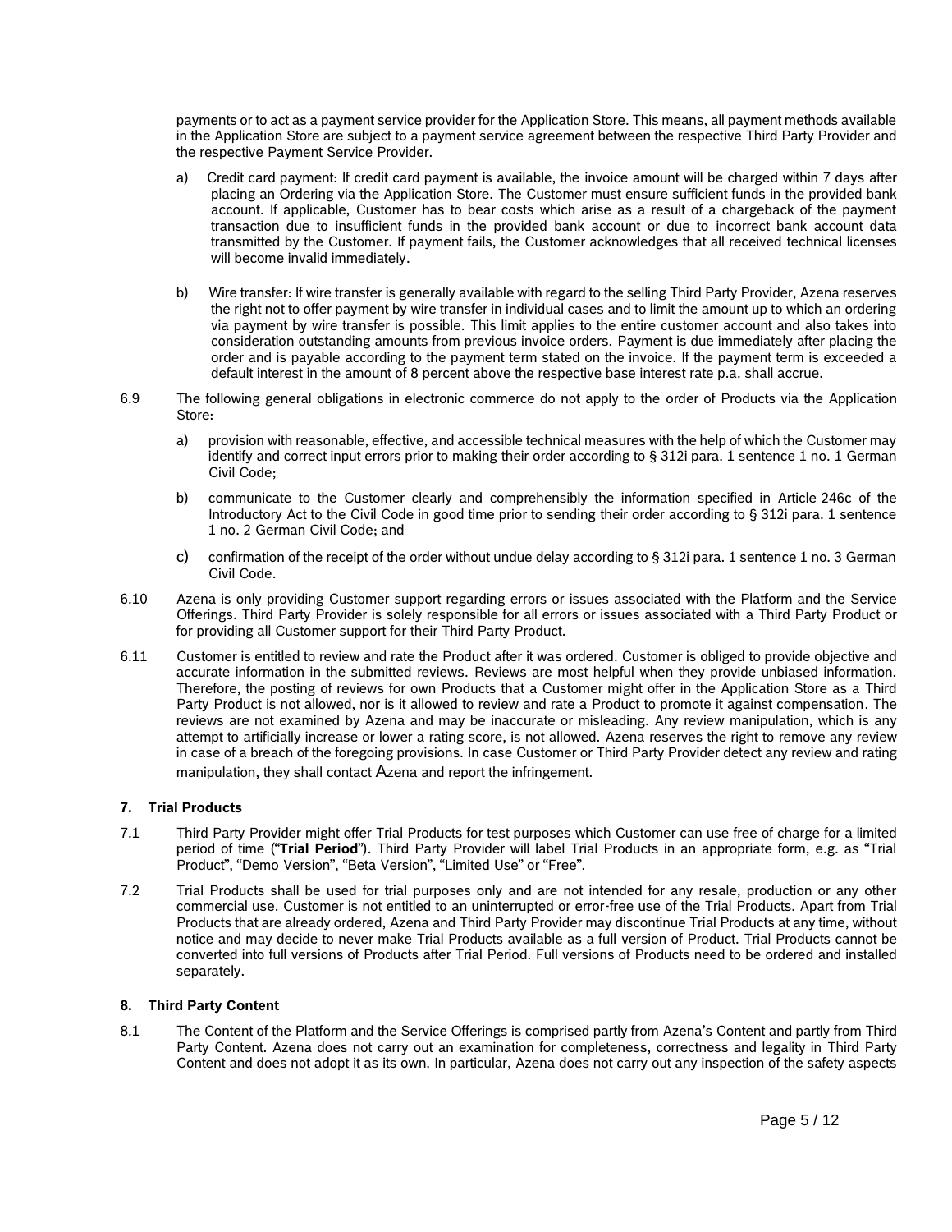payments or to act as a payment service provider for the Application Store. This means, all payment methods available in the Application Store are subject to a payment service agreement between the respective Third Party Provider and the respective Payment Service Provider.

a) Credit card payment: If credit card payment is available, the invoice amount will be charged within 7 days after placing an Ordering via the Application Store. The Customer must ensure sufficient funds in the provided bank account. If applicable, Customer has to bear costs which arise as a result of a chargeback of the payment transaction due to insufficient funds in the provided bank account or due to incorrect bank account data transmitted by the Customer. If payment fails, the Customer acknowledges that all received technical licenses will become invalid immediately.

b) Wire transfer: If wire transfer is generally available with regard to the selling Third Party Provider, Azena reserves the right not to offer payment by wire transfer in individual cases and to limit the amount up to which an ordering via payment by wire transfer is possible. This limit applies to the entire customer account and also takes into consideration outstanding amounts from previous invoice orders. Payment is due immediately after placing the order and is payable according to the payment term stated on the invoice. If the payment term is exceeded a default interest in the amount of 8 percent above the respective base interest rate p.a. shall accrue.

6.9 The following general obligations in electronic commerce do not apply to the order of Products via the Application Store:

a) provision with reasonable, effective, and accessible technical measures with the help of which the Customer may identify and correct input errors prior to making their order according to § 312i para. 1 sentence 1 no. 1 German Civil Code;

b) communicate to the Customer clearly and comprehensibly the information specified in Article 246c of the Introductory Act to the Civil Code in good time prior to sending their order according to § 312i para. 1 sentence 1 no. 2 German Civil Code; and

c) confirmation of the receipt of the order without undue delay according to § 312i para. 1 sentence 1 no. 3 German Civil Code.

6.10 Azena is only providing Customer support regarding errors or issues associated with the Platform and the Service Offerings. Third Party Provider is solely responsible for all errors or issues associated with a Third Party Product or for providing all Customer support for their Third Party Product.

6.11 Customer is entitled to review and rate the Product after it was ordered. Customer is obliged to provide objective and accurate information in the submitted reviews. Reviews are most helpful when they provide unbiased information. Therefore, the posting of reviews for own Products that a Customer might offer in the Application Store as a Third Party Product is not allowed, nor is it allowed to review and rate a Product to promote it against compensation. The reviews are not examined by Azena and may be inaccurate or misleading. Any review manipulation, which is any attempt to artificially increase or lower a rating score, is not allowed. Azena reserves the right to remove any review in case of a breach of the foregoing provisions. In case Customer or Third Party Provider detect any review and rating manipulation, they shall contact Azena and report the infringement.

## 7. Trial Products

7.1 Third Party Provider might offer Trial Products for test purposes which Customer can use free of charge for a limited period of time ("**Trial Period**"). Third Party Provider will label Trial Products in an appropriate form, e.g. as "Trial Product", "Demo Version", "Beta Version", "Limited Use" or "Free".

7.2 Trial Products shall be used for trial purposes only and are not intended for any resale, production or any other commercial use. Customer is not entitled to an uninterrupted or error-free use of the Trial Products. Apart from Trial Products that are already ordered, Azena and Third Party Provider may discontinue Trial Products at any time, without notice and may decide to never make Trial Products available as a full version of Product. Trial Products cannot be converted into full versions of Products after Trial Period. Full versions of Products need to be ordered and installed separately.

## 8. Third Party Content

8.1 The Content of the Platform and the Service Offerings is comprised partly from Azena's Content and partly from Third Party Content. Azena does not carry out an examination for completeness, correctness and legality in Third Party Content and does not adopt it as its own. In particular, Azena does not carry out any inspection of the safety aspects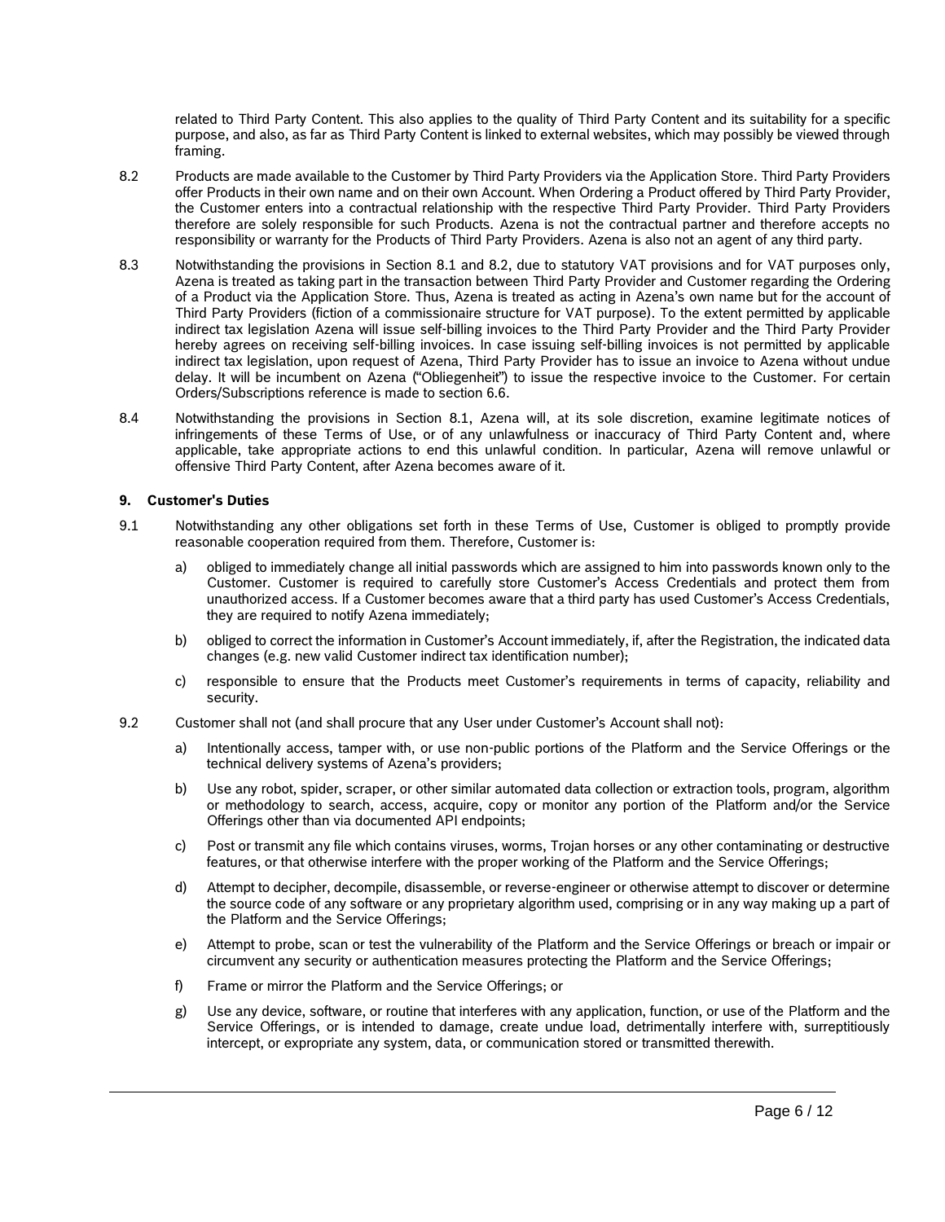related to Third Party Content. This also applies to the quality of Third Party Content and its suitability for a specific purpose, and also, as far as Third Party Content is linked to external websites, which may possibly be viewed through framing.

8.2 Products are made available to the Customer by Third Party Providers via the Application Store. Third Party Providers offer Products in their own name and on their own Account. When Ordering a Product offered by Third Party Provider, the Customer enters into a contractual relationship with the respective Third Party Provider. Third Party Providers therefore are solely responsible for such Products. Azena is not the contractual partner and therefore accepts no responsibility or warranty for the Products of Third Party Providers. Azena is also not an agent of any third party.

8.3 Notwithstanding the provisions in Section 8.1 and 8.2, due to statutory VAT provisions and for VAT purposes only, Azena is treated as taking part in the transaction between Third Party Provider and Customer regarding the Ordering of a Product via the Application Store. Thus, Azena is treated as acting in Azena's own name but for the account of Third Party Providers (fiction of a commissionaire structure for VAT purpose). To the extent permitted by applicable indirect tax legislation Azena will issue self-billing invoices to the Third Party Provider and the Third Party Provider hereby agrees on receiving self-billing invoices. In case issuing self-billing invoices is not permitted by applicable indirect tax legislation, upon request of Azena, Third Party Provider has to issue an invoice to Azena without undue delay. It will be incumbent on Azena ("Obliegenheit") to issue the respective invoice to the Customer. For certain Orders/Subscriptions reference is made to section 6.6.

8.4 Notwithstanding the provisions in Section 8.1, Azena will, at its sole discretion, examine legitimate notices of infringements of these Terms of Use, or of any unlawfulness or inaccuracy of Third Party Content and, where applicable, take appropriate actions to end this unlawful condition. In particular, Azena will remove unlawful or offensive Third Party Content, after Azena becomes aware of it.

## 9. Customer's Duties

9.1 Notwithstanding any other obligations set forth in these Terms of Use, Customer is obliged to promptly provide reasonable cooperation required from them. Therefore, Customer is:

a) obliged to immediately change all initial passwords which are assigned to him into passwords known only to the Customer. Customer is required to carefully store Customer's Access Credentials and protect them from unauthorized access. If a Customer becomes aware that a third party has used Customer's Access Credentials, they are required to notify Azena immediately;

b) obliged to correct the information in Customer's Account immediately, if, after the Registration, the indicated data changes (e.g. new valid Customer indirect tax identification number);

c) responsible to ensure that the Products meet Customer's requirements in terms of capacity, reliability and security.

9.2 Customer shall not (and shall procure that any User under Customer's Account shall not):

a) Intentionally access, tamper with, or use non-public portions of the Platform and the Service Offerings or the technical delivery systems of Azena's providers;

b) Use any robot, spider, scraper, or other similar automated data collection or extraction tools, program, algorithm or methodology to search, access, acquire, copy or monitor any portion of the Platform and/or the Service Offerings other than via documented API endpoints;

c) Post or transmit any file which contains viruses, worms, Trojan horses or any other contaminating or destructive features, or that otherwise interfere with the proper working of the Platform and the Service Offerings;

d) Attempt to decipher, decompile, disassemble, or reverse-engineer or otherwise attempt to discover or determine the source code of any software or any proprietary algorithm used, comprising or in any way making up a part of the Platform and the Service Offerings;

e) Attempt to probe, scan or test the vulnerability of the Platform and the Service Offerings or breach or impair or circumvent any security or authentication measures protecting the Platform and the Service Offerings;

f) Frame or mirror the Platform and the Service Offerings; or

g) Use any device, software, or routine that interferes with any application, function, or use of the Platform and the Service Offerings, or is intended to damage, create undue load, detrimentally interfere with, surreptitiously intercept, or expropriate any system, data, or communication stored or transmitted therewith.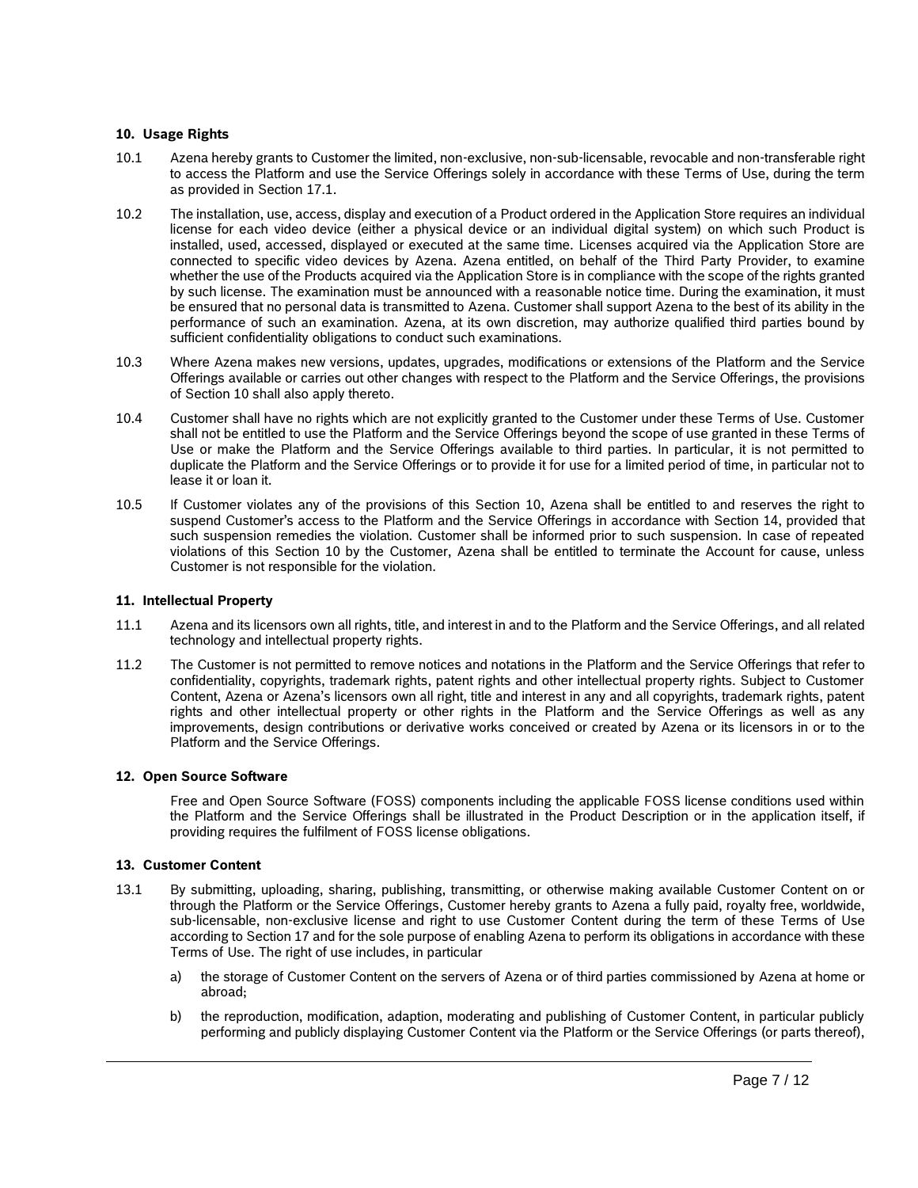### 10. Usage Rights

10.1 Azena hereby grants to Customer the limited, non-exclusive, non-sub-licensable, revocable and non-transferable right to access the Platform and use the Service Offerings solely in accordance with these Terms of Use, during the term as provided in Section 17.1.

10.2 The installation, use, access, display and execution of a Product ordered in the Application Store requires an individual license for each video device (either a physical device or an individual digital system) on which such Product is installed, used, accessed, displayed or executed at the same time. Licenses acquired via the Application Store are connected to specific video devices by Azena. Azena entitled, on behalf of the Third Party Provider, to examine whether the use of the Products acquired via the Application Store is in compliance with the scope of the rights granted by such license. The examination must be announced with a reasonable notice time. During the examination, it must be ensured that no personal data is transmitted to Azena. Customer shall support Azena to the best of its ability in the performance of such an examination. Azena, at its own discretion, may authorize qualified third parties bound by sufficient confidentiality obligations to conduct such examinations.

10.3 Where Azena makes new versions, updates, upgrades, modifications or extensions of the Platform and the Service Offerings available or carries out other changes with respect to the Platform and the Service Offerings, the provisions of Section 10 shall also apply thereto.

10.4 Customer shall have no rights which are not explicitly granted to the Customer under these Terms of Use. Customer shall not be entitled to use the Platform and the Service Offerings beyond the scope of use granted in these Terms of Use or make the Platform and the Service Offerings available to third parties. In particular, it is not permitted to duplicate the Platform and the Service Offerings or to provide it for use for a limited period of time, in particular not to lease it or loan it.

10.5 If Customer violates any of the provisions of this Section 10, Azena shall be entitled to and reserves the right to suspend Customer's access to the Platform and the Service Offerings in accordance with Section 14, provided that such suspension remedies the violation. Customer shall be informed prior to such suspension. In case of repeated violations of this Section 10 by the Customer, Azena shall be entitled to terminate the Account for cause, unless Customer is not responsible for the violation.

### 11. Intellectual Property

11.1 Azena and its licensors own all rights, title, and interest in and to the Platform and the Service Offerings, and all related technology and intellectual property rights.

11.2 The Customer is not permitted to remove notices and notations in the Platform and the Service Offerings that refer to confidentiality, copyrights, trademark rights, patent rights and other intellectual property rights. Subject to Customer Content, Azena or Azena's licensors own all right, title and interest in any and all copyrights, trademark rights, patent rights and other intellectual property or other rights in the Platform and the Service Offerings as well as any improvements, design contributions or derivative works conceived or created by Azena or its licensors in or to the Platform and the Service Offerings.

### 12. Open Source Software

Free and Open Source Software (FOSS) components including the applicable FOSS license conditions used within the Platform and the Service Offerings shall be illustrated in the Product Description or in the application itself, if providing requires the fulfilment of FOSS license obligations.

### 13. Customer Content

13.1 By submitting, uploading, sharing, publishing, transmitting, or otherwise making available Customer Content on or through the Platform or the Service Offerings, Customer hereby grants to Azena a fully paid, royalty free, worldwide, sub-licensable, non-exclusive license and right to use Customer Content during the term of these Terms of Use according to Section 17 and for the sole purpose of enabling Azena to perform its obligations in accordance with these Terms of Use. The right of use includes, in particular

a) the storage of Customer Content on the servers of Azena or of third parties commissioned by Azena at home or abroad;

b) the reproduction, modification, adaption, moderating and publishing of Customer Content, in particular publicly performing and publicly displaying Customer Content via the Platform or the Service Offerings (or parts thereof),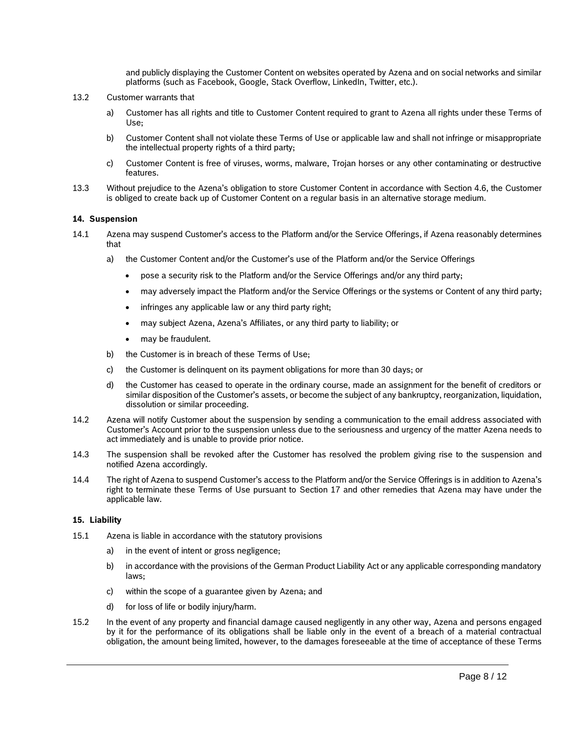and publicly displaying the Customer Content on websites operated by Azena and on social networks and similar platforms (such as Facebook, Google, Stack Overflow, LinkedIn, Twitter, etc.).

13.2 Customer warrants that

a) Customer has all rights and title to Customer Content required to grant to Azena all rights under these Terms of Use;

b) Customer Content shall not violate these Terms of Use or applicable law and shall not infringe or misappropriate the intellectual property rights of a third party;

c) Customer Content is free of viruses, worms, malware, Trojan horses or any other contaminating or destructive features.

13.3 Without prejudice to the Azena's obligation to store Customer Content in accordance with Section 4.6, the Customer is obliged to create back up of Customer Content on a regular basis in an alternative storage medium.

### 14. Suspension

14.1 Azena may suspend Customer's access to the Platform and/or the Service Offerings, if Azena reasonably determines that

a) the Customer Content and/or the Customer's use of the Platform and/or the Service Offerings

- pose a security risk to the Platform and/or the Service Offerings and/or any third party;
- may adversely impact the Platform and/or the Service Offerings or the systems or Content of any third party;
- infringes any applicable law or any third party right;
- may subject Azena, Azena's Affiliates, or any third party to liability; or
- may be fraudulent.

b) the Customer is in breach of these Terms of Use;

c) the Customer is delinquent on its payment obligations for more than 30 days; or

d) the Customer has ceased to operate in the ordinary course, made an assignment for the benefit of creditors or similar disposition of the Customer's assets, or become the subject of any bankruptcy, reorganization, liquidation, dissolution or similar proceeding.

14.2 Azena will notify Customer about the suspension by sending a communication to the email address associated with Customer's Account prior to the suspension unless due to the seriousness and urgency of the matter Azena needs to act immediately and is unable to provide prior notice.

14.3 The suspension shall be revoked after the Customer has resolved the problem giving rise to the suspension and notified Azena accordingly.

14.4 The right of Azena to suspend Customer's access to the Platform and/or the Service Offerings is in addition to Azena's right to terminate these Terms of Use pursuant to Section 17 and other remedies that Azena may have under the applicable law.

### 15. Liability

15.1 Azena is liable in accordance with the statutory provisions

a) in the event of intent or gross negligence;

b) in accordance with the provisions of the German Product Liability Act or any applicable corresponding mandatory laws;

c) within the scope of a guarantee given by Azena; and

d) for loss of life or bodily injury/harm.

15.2 In the event of any property and financial damage caused negligently in any other way, Azena and persons engaged by it for the performance of its obligations shall be liable only in the event of a breach of a material contractual obligation, the amount being limited, however, to the damages foreseeable at the time of acceptance of these Terms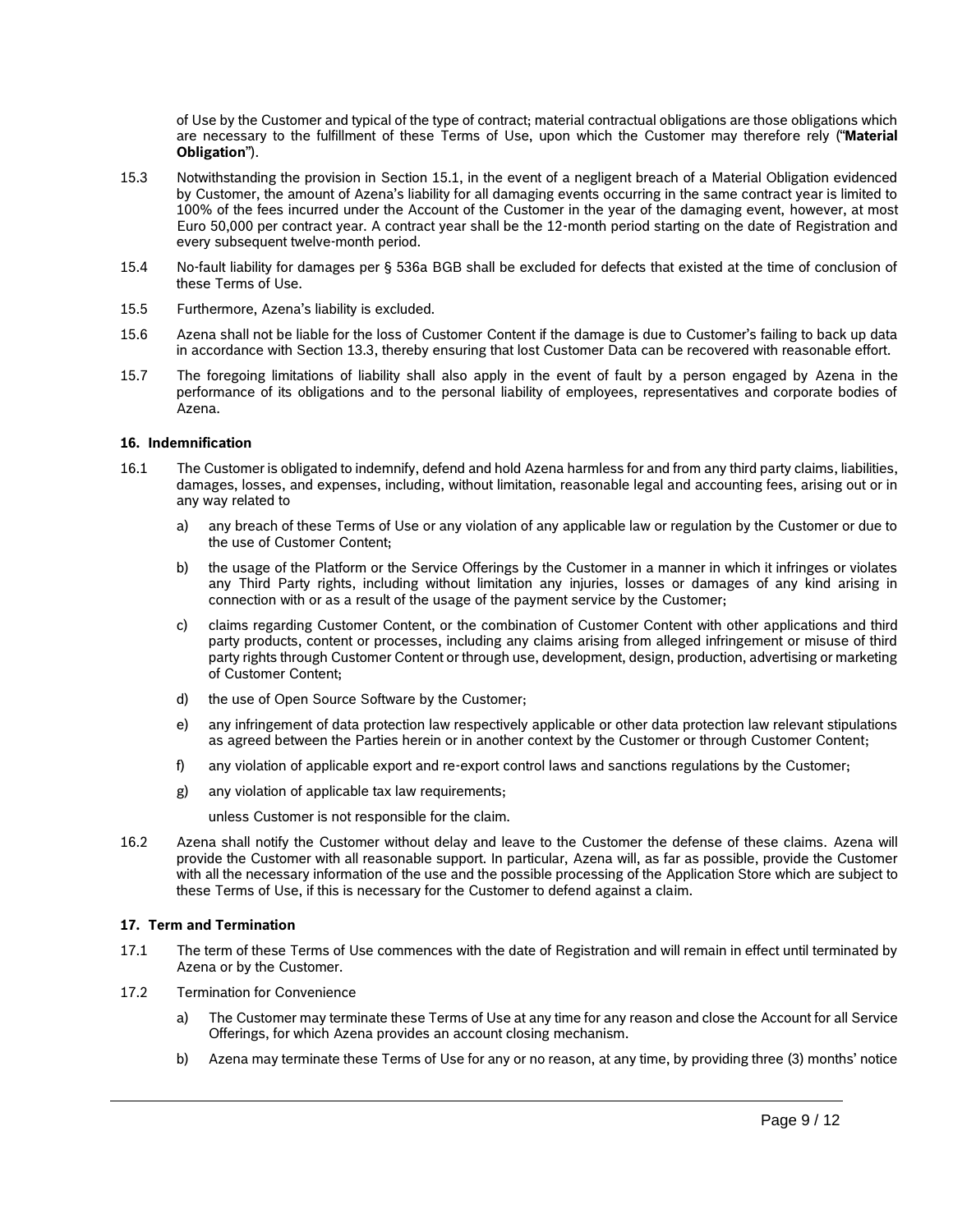of Use by the Customer and typical of the type of contract; material contractual obligations are those obligations which are necessary to the fulfillment of these Terms of Use, upon which the Customer may therefore rely ("**Material Obligation**").

15.3 Notwithstanding the provision in Section 15.1, in the event of a negligent breach of a Material Obligation evidenced by Customer, the amount of Azena's liability for all damaging events occurring in the same contract year is limited to 100% of the fees incurred under the Account of the Customer in the year of the damaging event, however, at most Euro 50,000 per contract year. A contract year shall be the 12-month period starting on the date of Registration and every subsequent twelve-month period.

15.4 No-fault liability for damages per § 536a BGB shall be excluded for defects that existed at the time of conclusion of these Terms of Use.

15.5 Furthermore, Azena's liability is excluded.

15.6 Azena shall not be liable for the loss of Customer Content if the damage is due to Customer's failing to back up data in accordance with Section 13.3, thereby ensuring that lost Customer Data can be recovered with reasonable effort.

15.7 The foregoing limitations of liability shall also apply in the event of fault by a person engaged by Azena in the performance of its obligations and to the personal liability of employees, representatives and corporate bodies of Azena.

### 16. Indemnification

16.1 The Customer is obligated to indemnify, defend and hold Azena harmless for and from any third party claims, liabilities, damages, losses, and expenses, including, without limitation, reasonable legal and accounting fees, arising out or in any way related to

a) any breach of these Terms of Use or any violation of any applicable law or regulation by the Customer or due to the use of Customer Content;

b) the usage of the Platform or the Service Offerings by the Customer in a manner in which it infringes or violates any Third Party rights, including without limitation any injuries, losses or damages of any kind arising in connection with or as a result of the usage of the payment service by the Customer;

c) claims regarding Customer Content, or the combination of Customer Content with other applications and third party products, content or processes, including any claims arising from alleged infringement or misuse of third party rights through Customer Content or through use, development, design, production, advertising or marketing of Customer Content;

d) the use of Open Source Software by the Customer;

e) any infringement of data protection law respectively applicable or other data protection law relevant stipulations as agreed between the Parties herein or in another context by the Customer or through Customer Content;

f) any violation of applicable export and re-export control laws and sanctions regulations by the Customer;

g) any violation of applicable tax law requirements;

unless Customer is not responsible for the claim.

16.2 Azena shall notify the Customer without delay and leave to the Customer the defense of these claims. Azena will provide the Customer with all reasonable support. In particular, Azena will, as far as possible, provide the Customer with all the necessary information of the use and the possible processing of the Application Store which are subject to these Terms of Use, if this is necessary for the Customer to defend against a claim.

### 17. Term and Termination

17.1 The term of these Terms of Use commences with the date of Registration and will remain in effect until terminated by Azena or by the Customer.

17.2 Termination for Convenience

a) The Customer may terminate these Terms of Use at any time for any reason and close the Account for all Service Offerings, for which Azena provides an account closing mechanism.

b) Azena may terminate these Terms of Use for any or no reason, at any time, by providing three (3) months' notice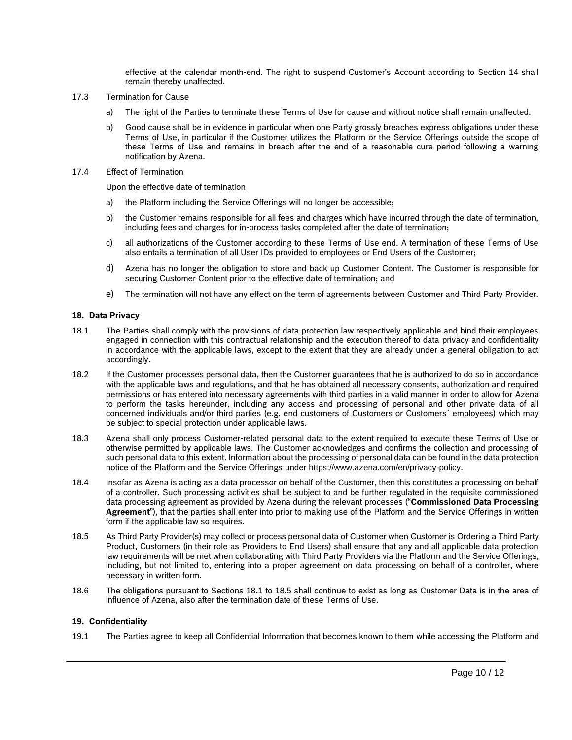effective at the calendar month-end. The right to suspend Customer's Account according to Section 14 shall remain thereby unaffected.

17.3 Termination for Cause

a) The right of the Parties to terminate these Terms of Use for cause and without notice shall remain unaffected.

b) Good cause shall be in evidence in particular when one Party grossly breaches express obligations under these Terms of Use, in particular if the Customer utilizes the Platform or the Service Offerings outside the scope of these Terms of Use and remains in breach after the end of a reasonable cure period following a warning notification by Azena.

17.4 Effect of Termination

Upon the effective date of termination

a) the Platform including the Service Offerings will no longer be accessible;

b) the Customer remains responsible for all fees and charges which have incurred through the date of termination, including fees and charges for in-process tasks completed after the date of termination;

c) all authorizations of the Customer according to these Terms of Use end. A termination of these Terms of Use also entails a termination of all User IDs provided to employees or End Users of the Customer;

d) Azena has no longer the obligation to store and back up Customer Content. The Customer is responsible for securing Customer Content prior to the effective date of termination; and

e) The termination will not have any effect on the term of agreements between Customer and Third Party Provider.

## 18. Data Privacy

18.1 The Parties shall comply with the provisions of data protection law respectively applicable and bind their employees engaged in connection with this contractual relationship and the execution thereof to data privacy and confidentiality in accordance with the applicable laws, except to the extent that they are already under a general obligation to act accordingly.

18.2 If the Customer processes personal data, then the Customer guarantees that he is authorized to do so in accordance with the applicable laws and regulations, and that he has obtained all necessary consents, authorization and required permissions or has entered into necessary agreements with third parties in a valid manner in order to allow for Azena to perform the tasks hereunder, including any access and processing of personal and other private data of all concerned individuals and/or third parties (e.g. end customers of Customers or Customers´ employees) which may be subject to special protection under applicable laws.

18.3 Azena shall only process Customer-related personal data to the extent required to execute these Terms of Use or otherwise permitted by applicable laws. The Customer acknowledges and confirms the collection and processing of such personal data to this extent. Information about the processing of personal data can be found in the data protection notice of the Platform and the Service Offerings under https://www.azena.com/en/privacy-policy.

18.4 Insofar as Azena is acting as a data processor on behalf of the Customer, then this constitutes a processing on behalf of a controller. Such processing activities shall be subject to and be further regulated in the requisite commissioned data processing agreement as provided by Azena during the relevant processes ("**Commissioned Data Processing Agreement**"), that the parties shall enter into prior to making use of the Platform and the Service Offerings in written form if the applicable law so requires.

18.5 As Third Party Provider(s) may collect or process personal data of Customer when Customer is Ordering a Third Party Product, Customers (in their role as Providers to End Users) shall ensure that any and all applicable data protection law requirements will be met when collaborating with Third Party Providers via the Platform and the Service Offerings, including, but not limited to, entering into a proper agreement on data processing on behalf of a controller, where necessary in written form.

18.6 The obligations pursuant to Sections 18.1 to 18.5 shall continue to exist as long as Customer Data is in the area of influence of Azena, also after the termination date of these Terms of Use.

## 19. Confidentiality

19.1 The Parties agree to keep all Confidential Information that becomes known to them while accessing the Platform and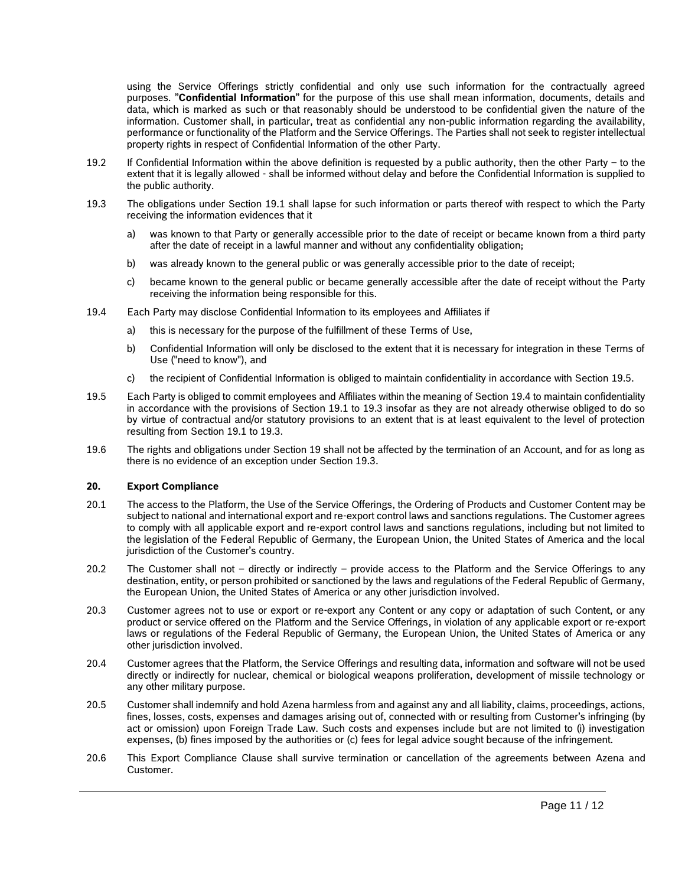using the Service Offerings strictly confidential and only use such information for the contractually agreed purposes. "**Confidential Information**" for the purpose of this use shall mean information, documents, details and data, which is marked as such or that reasonably should be understood to be confidential given the nature of the information. Customer shall, in particular, treat as confidential any non-public information regarding the availability, performance or functionality of the Platform and the Service Offerings. The Parties shall not seek to register intellectual property rights in respect of Confidential Information of the other Party.

19.2 If Confidential Information within the above definition is requested by a public authority, then the other Party – to the extent that it is legally allowed - shall be informed without delay and before the Confidential Information is supplied to the public authority.

19.3 The obligations under Section 19.1 shall lapse for such information or parts thereof with respect to which the Party receiving the information evidences that it

a) was known to that Party or generally accessible prior to the date of receipt or became known from a third party after the date of receipt in a lawful manner and without any confidentiality obligation;

b) was already known to the general public or was generally accessible prior to the date of receipt;

c) became known to the general public or became generally accessible after the date of receipt without the Party receiving the information being responsible for this.

19.4 Each Party may disclose Confidential Information to its employees and Affiliates if

a) this is necessary for the purpose of the fulfillment of these Terms of Use,

b) Confidential Information will only be disclosed to the extent that it is necessary for integration in these Terms of Use ("need to know"), and

c) the recipient of Confidential Information is obliged to maintain confidentiality in accordance with Section 19.5.

19.5 Each Party is obliged to commit employees and Affiliates within the meaning of Section 19.4 to maintain confidentiality in accordance with the provisions of Section 19.1 to 19.3 insofar as they are not already otherwise obliged to do so by virtue of contractual and/or statutory provisions to an extent that is at least equivalent to the level of protection resulting from Section 19.1 to 19.3.

19.6 The rights and obligations under Section 19 shall not be affected by the termination of an Account, and for as long as there is no evidence of an exception under Section 19.3.

## 20. Export Compliance

20.1 The access to the Platform, the Use of the Service Offerings, the Ordering of Products and Customer Content may be subject to national and international export and re-export control laws and sanctions regulations. The Customer agrees to comply with all applicable export and re-export control laws and sanctions regulations, including but not limited to the legislation of the Federal Republic of Germany, the European Union, the United States of America and the local jurisdiction of the Customer's country.

20.2 The Customer shall not – directly or indirectly – provide access to the Platform and the Service Offerings to any destination, entity, or person prohibited or sanctioned by the laws and regulations of the Federal Republic of Germany, the European Union, the United States of America or any other jurisdiction involved.

20.3 Customer agrees not to use or export or re-export any Content or any copy or adaptation of such Content, or any product or service offered on the Platform and the Service Offerings, in violation of any applicable export or re-export laws or regulations of the Federal Republic of Germany, the European Union, the United States of America or any other jurisdiction involved.

20.4 Customer agrees that the Platform, the Service Offerings and resulting data, information and software will not be used directly or indirectly for nuclear, chemical or biological weapons proliferation, development of missile technology or any other military purpose.

20.5 Customer shall indemnify and hold Azena harmless from and against any and all liability, claims, proceedings, actions, fines, losses, costs, expenses and damages arising out of, connected with or resulting from Customer's infringing (by act or omission) upon Foreign Trade Law. Such costs and expenses include but are not limited to (i) investigation expenses, (b) fines imposed by the authorities or (c) fees for legal advice sought because of the infringement.

20.6 This Export Compliance Clause shall survive termination or cancellation of the agreements between Azena and Customer.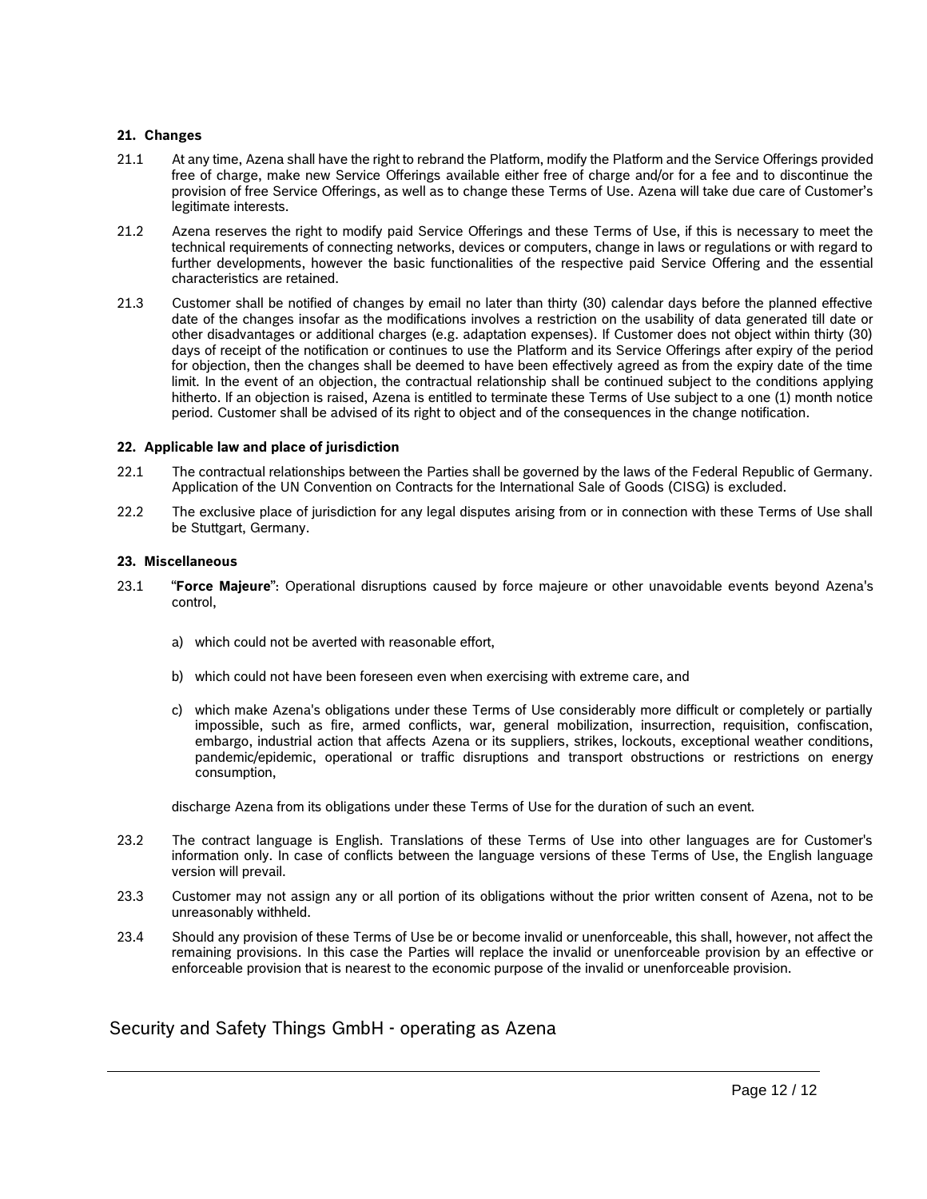## 21. Changes

21.1 At any time, Azena shall have the right to rebrand the Platform, modify the Platform and the Service Offerings provided free of charge, make new Service Offerings available either free of charge and/or for a fee and to discontinue the provision of free Service Offerings, as well as to change these Terms of Use. Azena will take due care of Customer's legitimate interests.

21.2 Azena reserves the right to modify paid Service Offerings and these Terms of Use, if this is necessary to meet the technical requirements of connecting networks, devices or computers, change in laws or regulations or with regard to further developments, however the basic functionalities of the respective paid Service Offering and the essential characteristics are retained.

21.3 Customer shall be notified of changes by email no later than thirty (30) calendar days before the planned effective date of the changes insofar as the modifications involves a restriction on the usability of data generated till date or other disadvantages or additional charges (e.g. adaptation expenses). If Customer does not object within thirty (30) days of receipt of the notification or continues to use the Platform and its Service Offerings after expiry of the period for objection, then the changes shall be deemed to have been effectively agreed as from the expiry date of the time limit. In the event of an objection, the contractual relationship shall be continued subject to the conditions applying hitherto. If an objection is raised, Azena is entitled to terminate these Terms of Use subject to a one (1) month notice period. Customer shall be advised of its right to object and of the consequences in the change notification.

## 22. Applicable law and place of jurisdiction

22.1 The contractual relationships between the Parties shall be governed by the laws of the Federal Republic of Germany. Application of the UN Convention on Contracts for the International Sale of Goods (CISG) is excluded.

22.2 The exclusive place of jurisdiction for any legal disputes arising from or in connection with these Terms of Use shall be Stuttgart, Germany.

## 23. Miscellaneous

23.1 "**Force Majeure**": Operational disruptions caused by force majeure or other unavoidable events beyond Azena's control,

a) which could not be averted with reasonable effort,

b) which could not have been foreseen even when exercising with extreme care, and

c) which make Azena's obligations under these Terms of Use considerably more difficult or completely or partially impossible, such as fire, armed conflicts, war, general mobilization, insurrection, requisition, confiscation, embargo, industrial action that affects Azena or its suppliers, strikes, lockouts, exceptional weather conditions, pandemic/epidemic, operational or traffic disruptions and transport obstructions or restrictions on energy consumption,

discharge Azena from its obligations under these Terms of Use for the duration of such an event.

23.2 The contract language is English. Translations of these Terms of Use into other languages are for Customer's information only. In case of conflicts between the language versions of these Terms of Use, the English language version will prevail.

23.3 Customer may not assign any or all portion of its obligations without the prior written consent of Azena, not to be unreasonably withheld.

23.4 Should any provision of these Terms of Use be or become invalid or unenforceable, this shall, however, not affect the remaining provisions. In this case the Parties will replace the invalid or unenforceable provision by an effective or enforceable provision that is nearest to the economic purpose of the invalid or unenforceable provision.